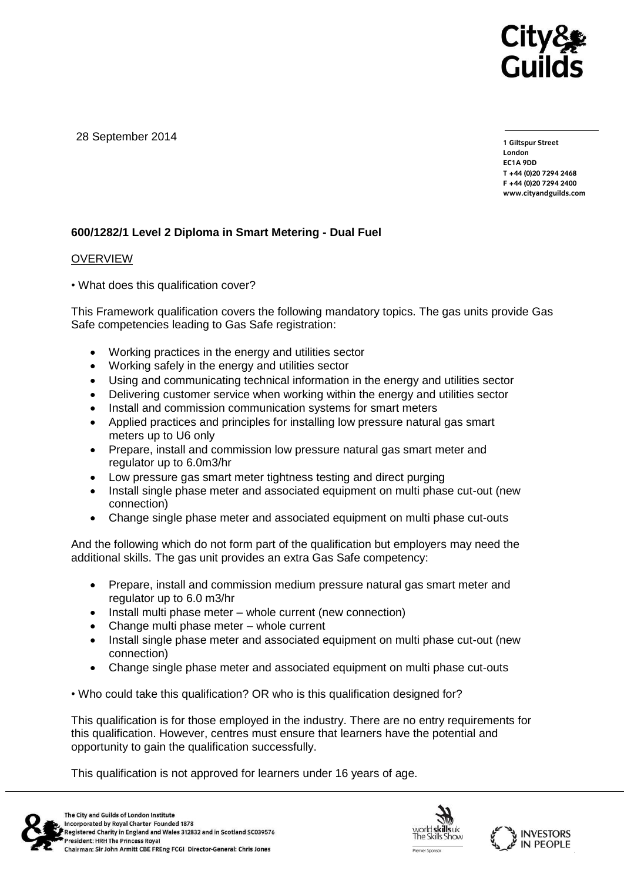28 September 2014

1 Giltspur Street
London
EC1A 9DD
T +44 (0)20 7294 2468
F +44 (0)20 7294 2400
www.cityandguilds.com

**600/1282/1 Level 2 Diploma in Smart Metering - Dual Fuel**

OVERVIEW

• What does this qualification cover?

This Framework qualification covers the following mandatory topics. The gas units provide Gas Safe competencies leading to Gas Safe registration:

- Working practices in the energy and utilities sector
- Working safely in the energy and utilities sector
- Using and communicating technical information in the energy and utilities sector
- Delivering customer service when working within the energy and utilities sector
- Install and commission communication systems for smart meters
- Applied practices and principles for installing low pressure natural gas smart meters up to U6 only
- Prepare, install and commission low pressure natural gas smart meter and regulator up to 6.0m3/hr
- Low pressure gas smart meter tightness testing and direct purging
- Install single phase meter and associated equipment on multi phase cut-out (new connection)
- Change single phase meter and associated equipment on multi phase cut-outs

And the following which do not form part of the qualification but employers may need the additional skills. The gas unit provides an extra Gas Safe competency:

- Prepare, install and commission medium pressure natural gas smart meter and regulator up to 6.0 m3/hr
- Install multi phase meter – whole current (new connection)
- Change multi phase meter – whole current
- Install single phase meter and associated equipment on multi phase cut-out (new connection)
- Change single phase meter and associated equipment on multi phase cut-outs

• Who could take this qualification? OR who is this qualification designed for?

This qualification is for those employed in the industry. There are no entry requirements for this qualification. However, centres must ensure that learners have the potential and opportunity to gain the qualification successfully.

This qualification is not approved for learners under 16 years of age.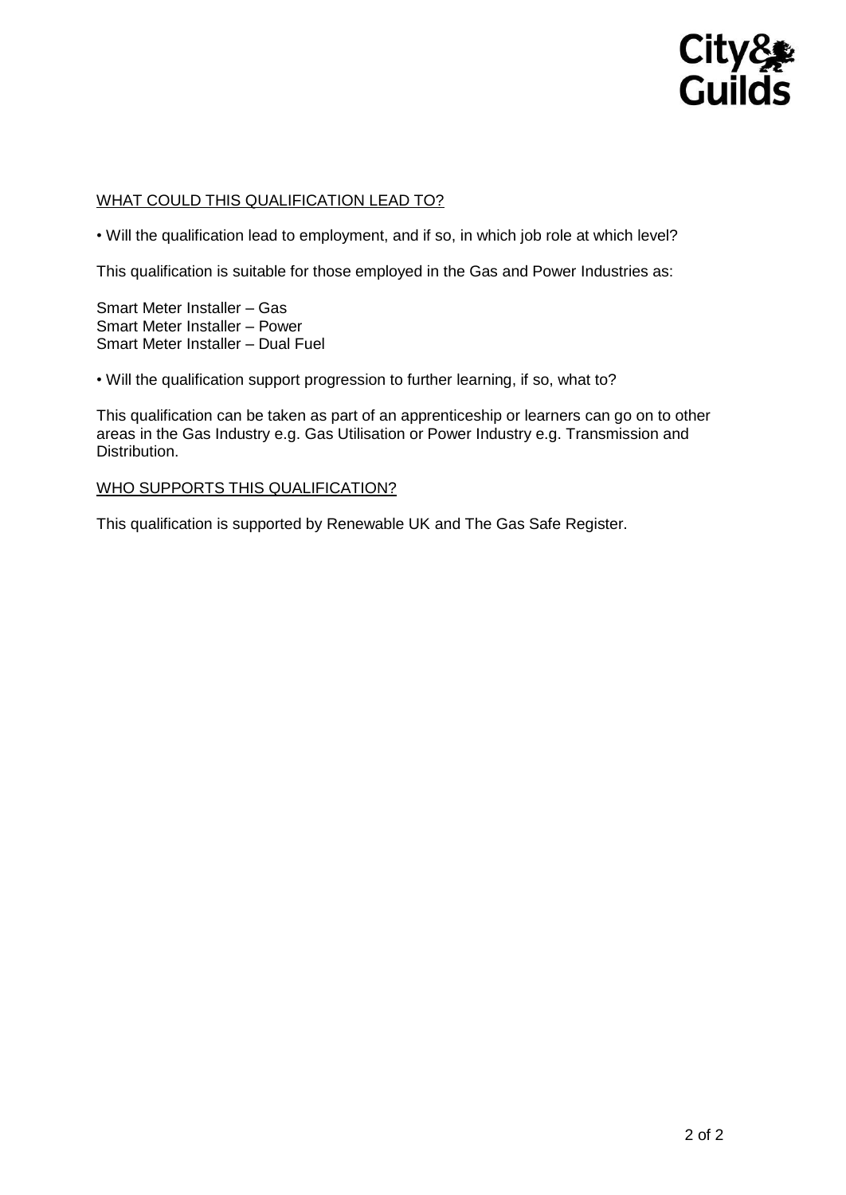## WHAT COULD THIS QUALIFICATION LEAD TO?

• Will the qualification lead to employment, and if so, in which job role at which level?

This qualification is suitable for those employed in the Gas and Power Industries as:

Smart Meter Installer – Gas
Smart Meter Installer – Power
Smart Meter Installer – Dual Fuel

• Will the qualification support progression to further learning, if so, what to?

This qualification can be taken as part of an apprenticeship or learners can go on to other areas in the Gas Industry e.g. Gas Utilisation or Power Industry e.g. Transmission and Distribution.

## WHO SUPPORTS THIS QUALIFICATION?

This qualification is supported by Renewable UK and The Gas Safe Register.